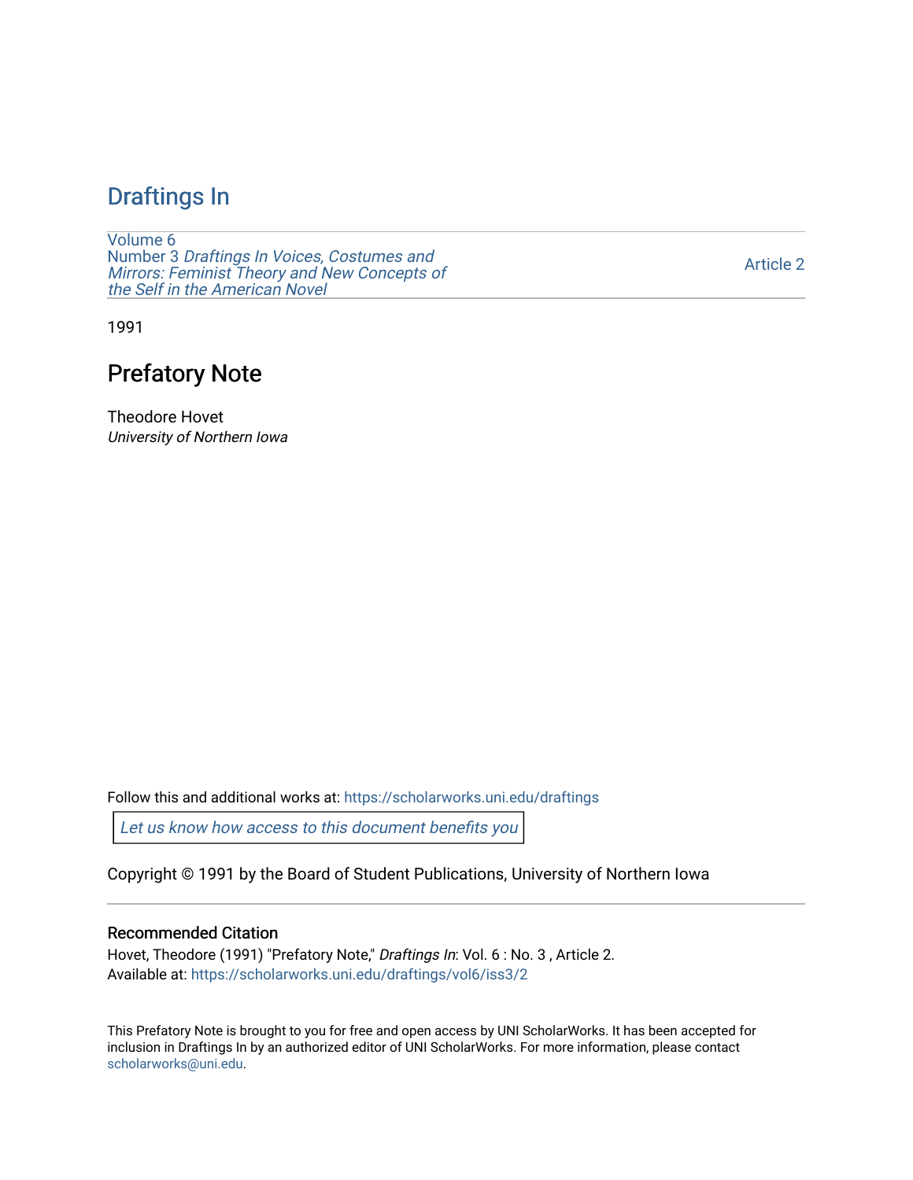# Draftings In

Volume 6
Number 3 *Draftings In Voices, Costumes and Mirrors: Feminist Theory and New Concepts of the Self in the American Novel*

Article 2

1991

## Prefatory Note

Theodore Hovet
*University of Northern Iowa*

Follow this and additional works at: https://scholarworks.uni.edu/draftings

*Let us know how access to this document benefits you*

Copyright © 1991 by the Board of Student Publications, University of Northern Iowa

### Recommended Citation

Hovet, Theodore (1991) "Prefatory Note," *Draftings In*: Vol. 6 : No. 3 , Article 2.
Available at: https://scholarworks.uni.edu/draftings/vol6/iss3/2

This Prefatory Note is brought to you for free and open access by UNI ScholarWorks. It has been accepted for inclusion in Draftings In by an authorized editor of UNI ScholarWorks. For more information, please contact scholarworks@uni.edu.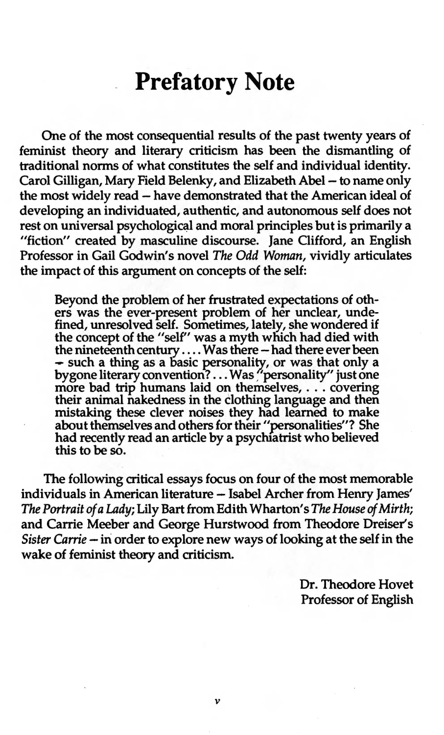# Prefatory Note

One of the most consequential results of the past twenty years of feminist theory and literary criticism has been the dismantling of traditional norms of what constitutes the self and individual identity. Carol Gilligan, Mary Field Belenky, and Elizabeth Abel – to name only the most widely read – have demonstrated that the American ideal of developing an individuated, authentic, and autonomous self does not rest on universal psychological and moral principles but is primarily a "fiction" created by masculine discourse. Jane Clifford, an English Professor in Gail Godwin's novel *The Odd Woman*, vividly articulates the impact of this argument on concepts of the self:

> Beyond the problem of her frustrated expectations of others was the ever-present problem of her unclear, undefined, unresolved self. Sometimes, lately, she wondered if the concept of the "self" was a myth which had died with the nineteenth century.... Was there – had there ever been – such a thing as a basic personality, or was that only a bygone literary convention?... Was "personality" just one more bad trip humans laid on themselves, . . . covering their animal nakedness in the clothing language and then mistaking these clever noises they had learned to make about themselves and others for their "personalities"? She had recently read an article by a psychiatrist who believed this to be so.

The following critical essays focus on four of the most memorable individuals in American literature – Isabel Archer from Henry James' *The Portrait of a Lady*; Lily Bart from Edith Wharton's *The House of Mirth*; and Carrie Meeber and George Hurstwood from Theodore Dreiser's *Sister Carrie* – in order to explore new ways of looking at the self in the wake of feminist theory and criticism.

Dr. Theodore Hovet  
Professor of English